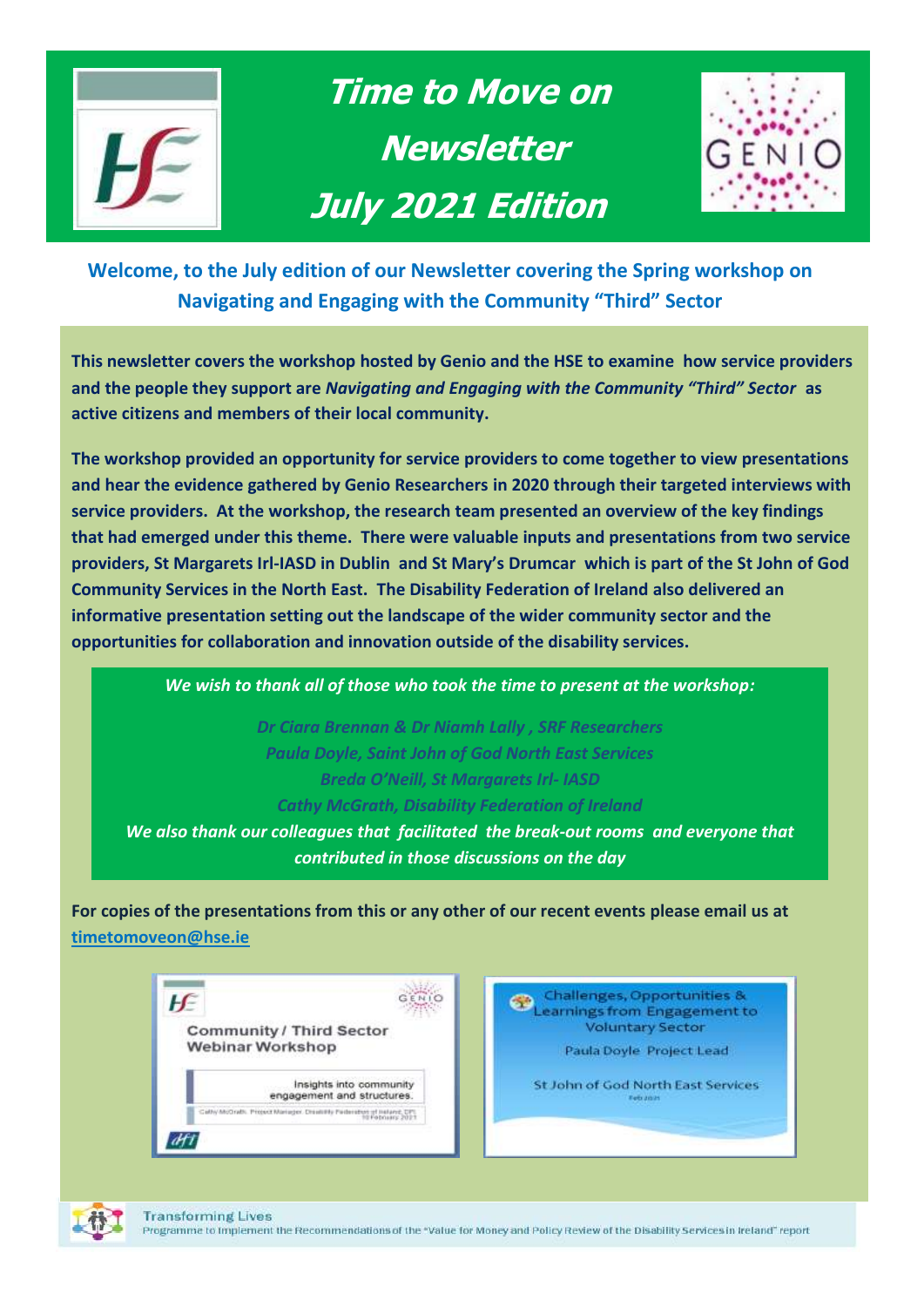# Time to Move on Newsletter July 2021 Edition

**Welcome, to the July edition of our Newsletter covering the Spring workshop on Navigating and Engaging with the Community "Third" Sector**

**This newsletter covers the workshop hosted by Genio and the HSE to examine how service providers and the people they support are *Navigating and Engaging with the Community "Third" Sector* as active citizens and members of their local community.**

**The workshop provided an opportunity for service providers to come together to view presentations and hear the evidence gathered by Genio Researchers in 2020 through their targeted interviews with service providers. At the workshop, the research team presented an overview of the key findings that had emerged under this theme. There were valuable inputs and presentations from two service providers, St Margarets Irl-IASD in Dublin and St Mary's Drumcar which is part of the St John of God Community Services in the North East. The Disability Federation of Ireland also delivered an informative presentation setting out the landscape of the wider community sector and the opportunities for collaboration and innovation outside of the disability services.**

***We wish to thank all of those who took the time to present at the workshop:***

*Dr Ciara Brennan & Dr Niamh Lally , SRF Researchers*
*Paula Doyle, Saint John of God North East Services*
*Breda O'Neill, St Margarets Irl- IASD*
*Cathy McGrath, Disability Federation of Ireland*

***We also thank our colleagues that facilitated the break-out rooms and everyone that contributed in those discussions on the day***

**For copies of the presentations from this or any other of our recent events please email us at [timetomoveon@hse.ie](mailto:timetomoveon@hse.ie)**

Community / Third Sector Webinar Workshop

Insights into community engagement and structures.

Cathy McGrath, Project Manager, Disability Federation of Ireland, DFI, 10 February 2021

Challenges, Opportunities & Learnings from Engagement to Voluntary Sector

Paula Doyle Project Lead

St John of God North East Services

Transforming Lives
Programme to Implement the Recommendations of the "Value for Money and Policy Review of the Disability Services in Ireland" report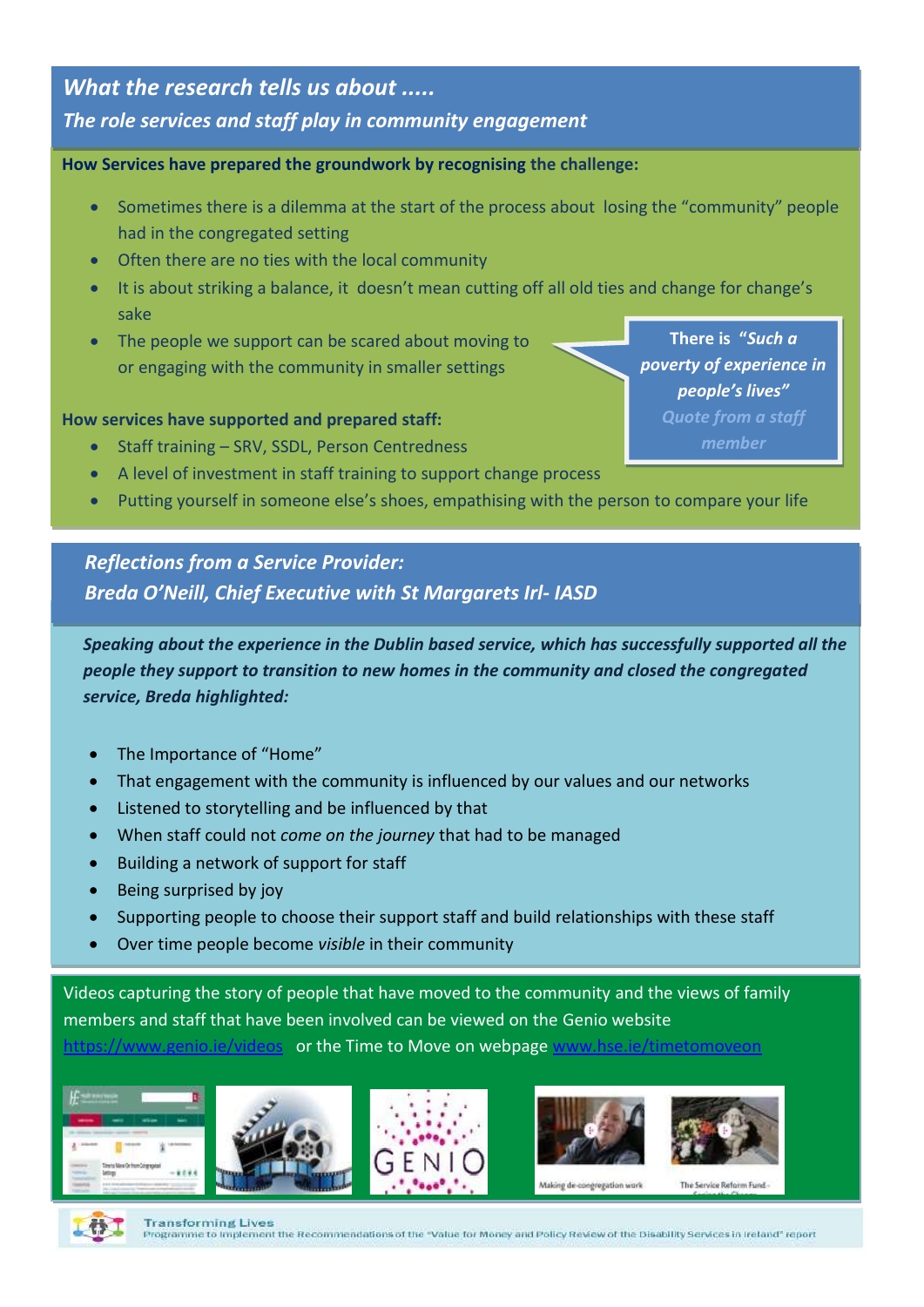## *What the research tells us about .....*

### *The role services and staff play in community engagement*

**How Services have prepared the groundwork by recognising the challenge:**

- Sometimes there is a dilemma at the start of the process about losing the "community" people had in the congregated setting
- Often there are no ties with the local community
- It is about striking a balance, it doesn't mean cutting off all old ties and change for change's sake
- The people we support can be scared about moving to or engaging with the community in smaller settings

> **There is *"Such a poverty of experience in people's lives"***
> ***Quote from a staff member***

**How services have supported and prepared staff:**

- Staff training – SRV, SSDL, Person Centredness
- A level of investment in staff training to support change process
- Putting yourself in someone else's shoes, empathising with the person to compare your life

## *Reflections from a Service Provider:*

### *Breda O'Neill, Chief Executive with St Margarets Irl- IASD*

***Speaking about the experience in the Dublin based service, which has successfully supported all the people they support to transition to new homes in the community and closed the congregated service, Breda highlighted:***

- The Importance of "Home"
- That engagement with the community is influenced by our values and our networks
- Listened to storytelling and be influenced by that
- When staff could not *come on the journey* that had to be managed
- Building a network of support for staff
- Being surprised by joy
- Supporting people to choose their support staff and build relationships with these staff
- Over time people become *visible* in their community

Videos capturing the story of people that have moved to the community and the views of family members and staff that have been involved can be viewed on the Genio website https://www.genio.ie/videos or the Time to Move on webpage www.hse.ie/timetomoveon

Making de-congregation work

The Service Reform Fund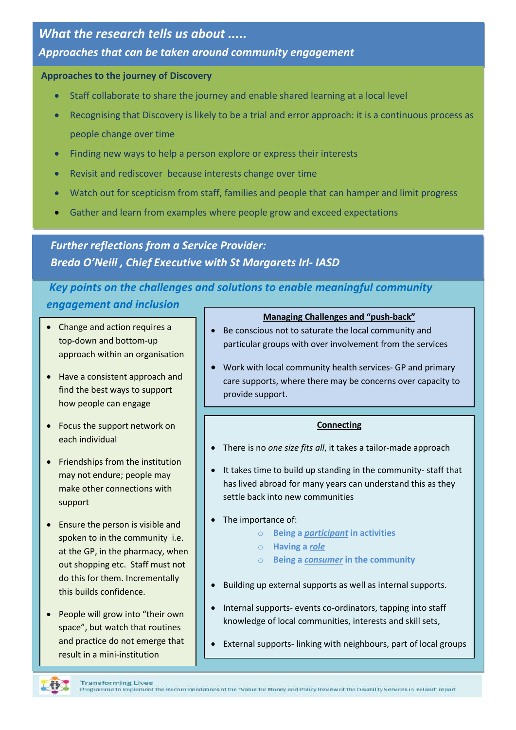## *What the research tells us about .....*

### *Approaches that can be taken around community engagement*

**Approaches to the journey of Discovery**

- Staff collaborate to share the journey and enable shared learning at a local level
- Recognising that Discovery is likely to be a trial and error approach: it is a continuous process as people change over time
- Finding new ways to help a person explore or express their interests
- Revisit and rediscover because interests change over time
- Watch out for scepticism from staff, families and people that can hamper and limit progress
- Gather and learn from examples where people grow and exceed expectations

## *Further reflections from a Service Provider: Breda O'Neill , Chief Executive with St Margarets Irl- IASD*

### *Key points on the challenges and solutions to enable meaningful community engagement and inclusion*

- Change and action requires a top-down and bottom-up approach within an organisation
- Have a consistent approach and find the best ways to support how people can engage
- Focus the support network on each individual
- Friendships from the institution may not endure; people may make other connections with support
- Ensure the person is visible and spoken to in the community i.e. at the GP, in the pharmacy, when out shopping etc. Staff must not do this for them. Incrementally this builds confidence.
- People will grow into "their own space", but watch that routines and practice do not emerge that result in a mini-institution

**Managing Challenges and "push-back"**

- Be conscious not to saturate the local community and particular groups with over involvement from the services
- Work with local community health services- GP and primary care supports, where there may be concerns over capacity to provide support.

**Connecting**

- There is no *one size fits all*, it takes a tailor-made approach
- It takes time to build up standing in the community- staff that has lived abroad for many years can understand this as they settle back into new communities
- The importance of:
  - **Being a *participant* in activities**
  - **Having a *role***
  - **Being a *consumer* in the community**
- Building up external supports as well as internal supports.
- Internal supports- events co-ordinators, tapping into staff knowledge of local communities, interests and skill sets,
- External supports- linking with neighbours, part of local groups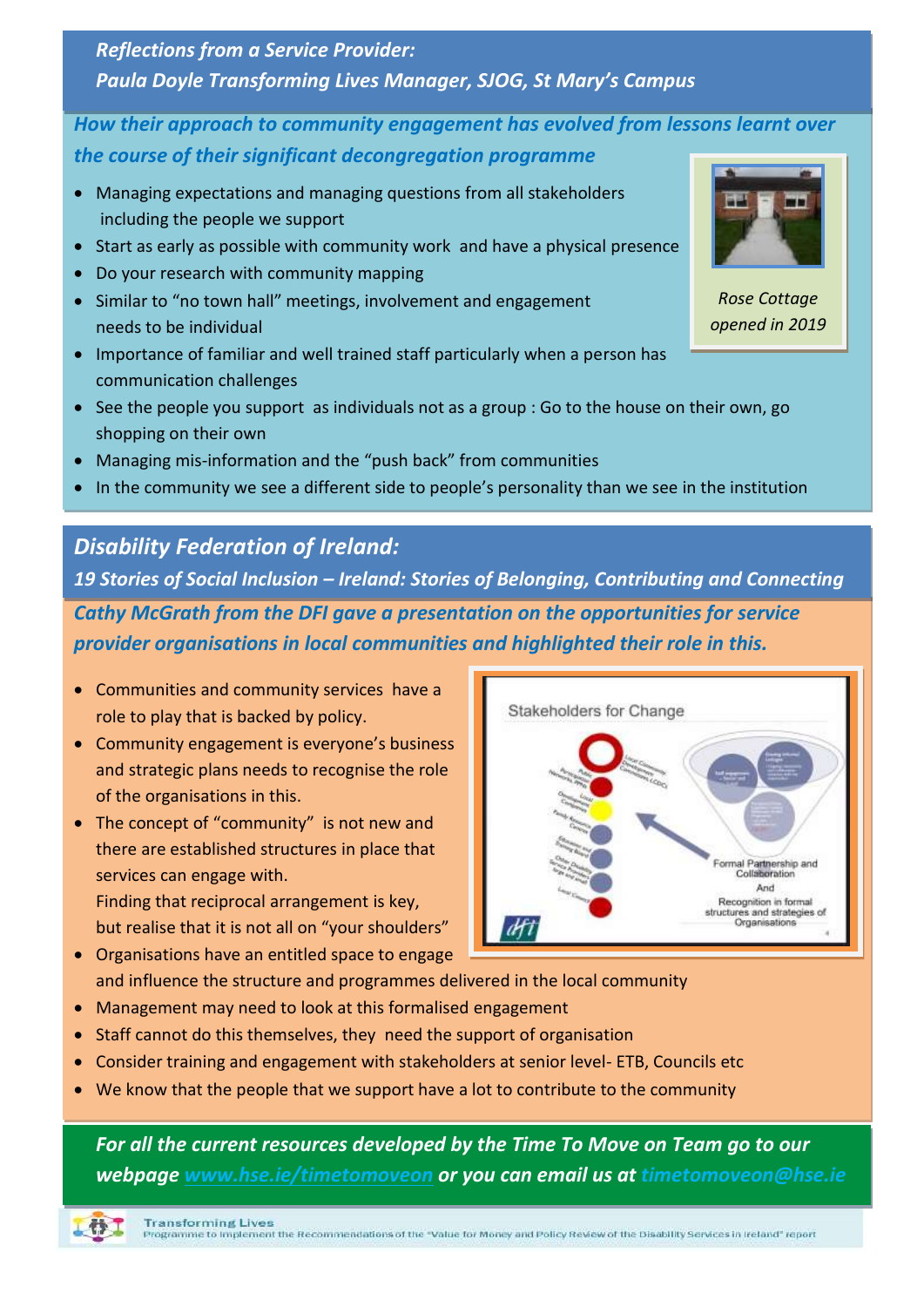## *Reflections from a Service Provider: Paula Doyle Transforming Lives Manager, SJOG, St Mary's Campus*

### *How their approach to community engagement has evolved from lessons learnt over the course of their significant decongregation programme*

- Managing expectations and managing questions from all stakeholders including the people we support
- Start as early as possible with community work and have a physical presence
- Do your research with community mapping
- Similar to "no town hall" meetings, involvement and engagement needs to be individual
- Importance of familiar and well trained staff particularly when a person has communication challenges
- See the people you support as individuals not as a group : Go to the house on their own, go shopping on their own
- Managing mis-information and the "push back" from communities
- In the community we see a different side to people's personality than we see in the institution

*Rose Cottage opened in 2019*

## *Disability Federation of Ireland:*

### *19 Stories of Social Inclusion – Ireland: Stories of Belonging, Contributing and Connecting*

### *Cathy McGrath from the DFI gave a presentation on the opportunities for service provider organisations in local communities and highlighted their role in this.*

- Communities and community services have a role to play that is backed by policy.
- Community engagement is everyone's business and strategic plans needs to recognise the role of the organisations in this.
- The concept of "community" is not new and there are established structures in place that services can engage with. Finding that reciprocal arrangement is key, but realise that it is not all on "your shoulders"
- Organisations have an entitled space to engage and influence the structure and programmes delivered in the local community
- Management may need to look at this formalised engagement
- Staff cannot do this themselves, they need the support of organisation
- Consider training and engagement with stakeholders at senior level- ETB, Councils etc
- We know that the people that we support have a lot to contribute to the community

Stakeholders for Change

Formal Partnership and Collaboration And Recognition in formal structures and strategies of Organisations

***For all the current resources developed by the Time To Move on Team go to our webpage [www.hse.ie/timetomoveon](http://www.hse.ie/timetomoveon) or you can email us at timetomoveon@hse.ie***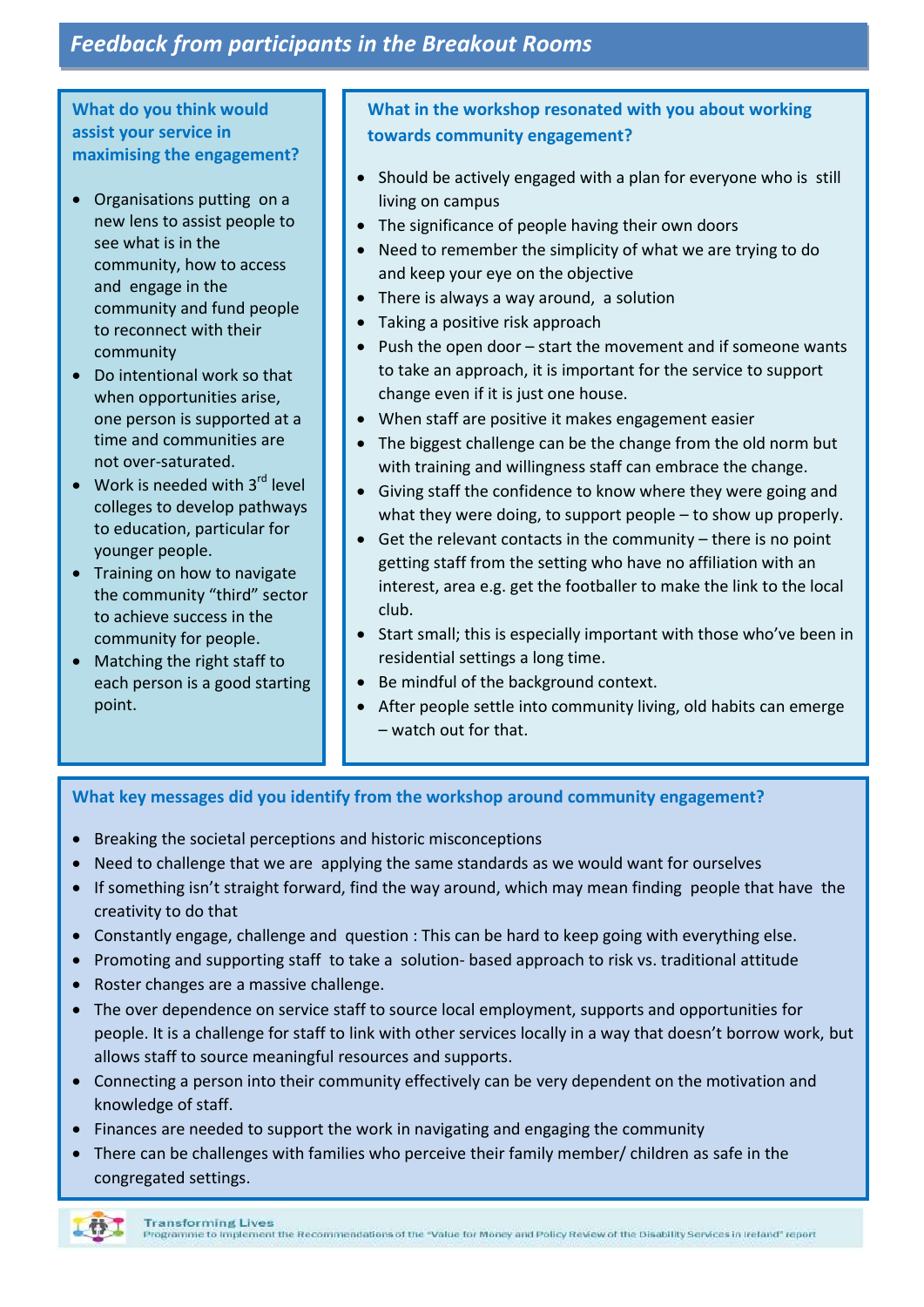## Feedback from participants in the Breakout Rooms

### What do you think would assist your service in maximising the engagement?

- Organisations putting on a new lens to assist people to see what is in the community, how to access and engage in the community and fund people to reconnect with their community
- Do intentional work so that when opportunities arise, one person is supported at a time and communities are not over-saturated.
- Work is needed with 3rd level colleges to develop pathways to education, particular for younger people.
- Training on how to navigate the community "third" sector to achieve success in the community for people.
- Matching the right staff to each person is a good starting point.

### What in the workshop resonated with you about working towards community engagement?

- Should be actively engaged with a plan for everyone who is still living on campus
- The significance of people having their own doors
- Need to remember the simplicity of what we are trying to do and keep your eye on the objective
- There is always a way around, a solution
- Taking a positive risk approach
- Push the open door – start the movement and if someone wants to take an approach, it is important for the service to support change even if it is just one house.
- When staff are positive it makes engagement easier
- The biggest challenge can be the change from the old norm but with training and willingness staff can embrace the change.
- Giving staff the confidence to know where they were going and what they were doing, to support people – to show up properly.
- Get the relevant contacts in the community – there is no point getting staff from the setting who have no affiliation with an interest, area e.g. get the footballer to make the link to the local club.
- Start small; this is especially important with those who've been in residential settings a long time.
- Be mindful of the background context.
- After people settle into community living, old habits can emerge – watch out for that.

### What key messages did you identify from the workshop around community engagement?

- Breaking the societal perceptions and historic misconceptions
- Need to challenge that we are applying the same standards as we would want for ourselves
- If something isn't straight forward, find the way around, which may mean finding people that have the creativity to do that
- Constantly engage, challenge and question : This can be hard to keep going with everything else.
- Promoting and supporting staff to take a solution- based approach to risk vs. traditional attitude
- Roster changes are a massive challenge.
- The over dependence on service staff to source local employment, supports and opportunities for people. It is a challenge for staff to link with other services locally in a way that doesn't borrow work, but allows staff to source meaningful resources and supports.
- Connecting a person into their community effectively can be very dependent on the motivation and knowledge of staff.
- Finances are needed to support the work in navigating and engaging the community
- There can be challenges with families who perceive their family member/ children as safe in the congregated settings.